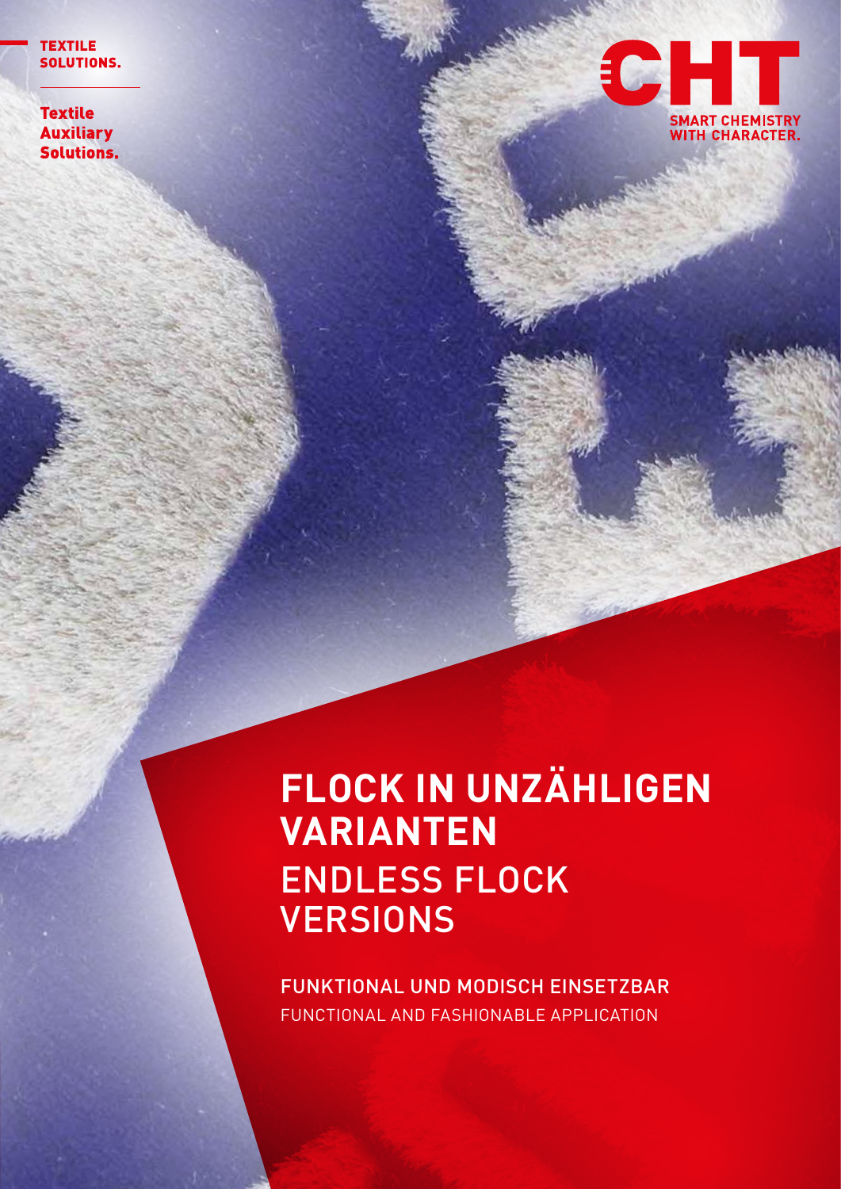TEXTILE SOLUTIONS.

Textile Auxiliary Solutions.

CHT

SMART CHEMISTRY WITH CHARACTER.

# FLOCK IN UNZÄHLIGEN VARIANTEN

# ENDLESS FLOCK VERSIONS

FUNKTIONAL UND MODISCH EINSETZBAR

FUNCTIONAL AND FASHIONABLE APPLICATION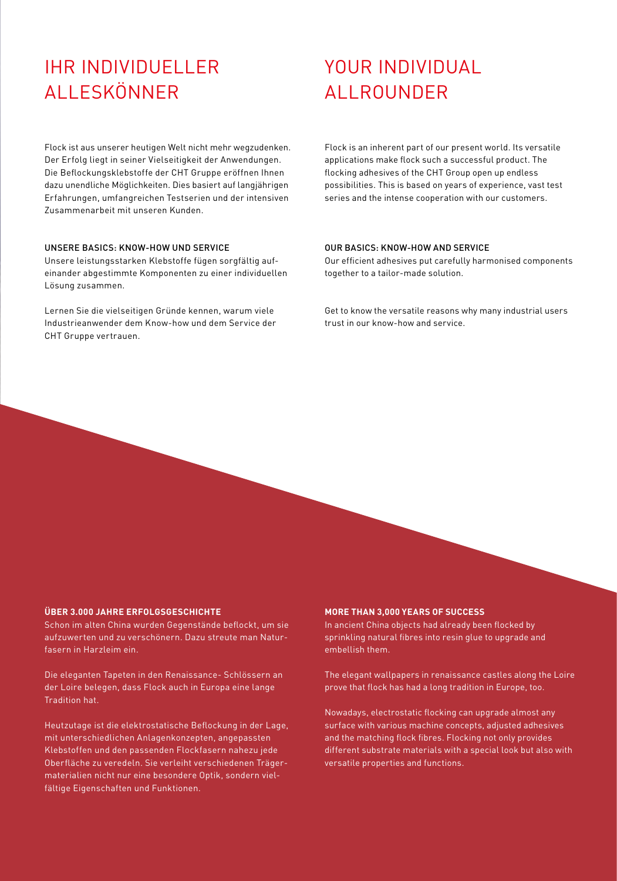# IHR INDIVIDUELLER ALLESKÖNNER

Flock ist aus unserer heutigen Welt nicht mehr wegzudenken. Der Erfolg liegt in seiner Vielseitigkeit der Anwendungen. Die Beflockungsklebstoffe der CHT Gruppe eröffnen Ihnen dazu unendliche Möglichkeiten. Dies basiert auf langjährigen Erfahrungen, umfangreichen Testserien und der intensiven Zusammenarbeit mit unseren Kunden.

## UNSERE BASICS: KNOW-HOW UND SERVICE

Unsere leistungsstarken Klebstoffe fügen sorgfältig aufeinander abgestimmte Komponenten zu einer individuellen Lösung zusammen.

Lernen Sie die vielseitigen Gründe kennen, warum viele Industrieanwender dem Know-how und dem Service der CHT Gruppe vertrauen.

## ÜBER 3.000 JAHRE ERFOLGSGESCHICHTE

Schon im alten China wurden Gegenstände beflockt, um sie aufzuwerten und zu verschönern. Dazu streute man Naturfasern in Harzleim ein.

Die eleganten Tapeten in den Renaissance- Schlössern an der Loire belegen, dass Flock auch in Europa eine lange Tradition hat.

Heutzutage ist die elektrostatische Beflockung in der Lage, mit unterschiedlichen Anlagenkonzepten, angepassten Klebstoffen und den passenden Flockfasern nahezu jede Oberfläche zu veredeln. Sie verleiht verschiedenen Trägermaterialien nicht nur eine besondere Optik, sondern vielfältige Eigenschaften und Funktionen.

# YOUR INDIVIDUAL ALLROUNDER

Flock is an inherent part of our present world. Its versatile applications make flock such a successful product. The flocking adhesives of the CHT Group open up endless possibilities. This is based on years of experience, vast test series and the intense cooperation with our customers.

## OUR BASICS: KNOW-HOW AND SERVICE

Our efficient adhesives put carefully harmonised components together to a tailor-made solution.

Get to know the versatile reasons why many industrial users trust in our know-how and service.

## MORE THAN 3,000 YEARS OF SUCCESS

In ancient China objects had already been flocked by sprinkling natural fibres into resin glue to upgrade and embellish them.

The elegant wallpapers in renaissance castles along the Loire prove that flock has had a long tradition in Europe, too.

Nowadays, electrostatic flocking can upgrade almost any surface with various machine concepts, adjusted adhesives and the matching flock fibres. Flocking not only provides different substrate materials with a special look but also with versatile properties and functions.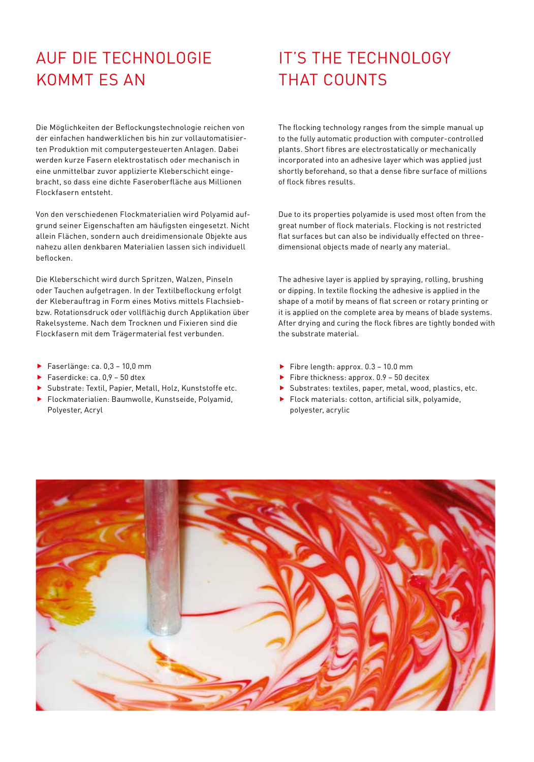# AUF DIE TECHNOLOGIE KOMMT ES AN

Die Möglichkeiten der Beflockungstechnologie reichen von der einfachen handwerklichen bis hin zur vollautomatisierten Produktion mit computergesteuerten Anlagen. Dabei werden kurze Fasern elektrostatisch oder mechanisch in eine unmittelbar zuvor applizierte Kleberschicht eingebracht, so dass eine dichte Faseroberfläche aus Millionen Flockfasern entsteht.

Von den verschiedenen Flockmaterialien wird Polyamid aufgrund seiner Eigenschaften am häufigsten eingesetzt. Nicht allein Flächen, sondern auch dreidimensionale Objekte aus nahezu allen denkbaren Materialien lassen sich individuell beflocken.

Die Kleberschicht wird durch Spritzen, Walzen, Pinseln oder Tauchen aufgetragen. In der Textilbeflockung erfolgt der Kleberauftrag in Form eines Motivs mittels Flachsieb- bzw. Rotationsdruck oder vollflächig durch Applikation über Rakelsysteme. Nach dem Trocknen und Fixieren sind die Flockfasern mit dem Trägermaterial fest verbunden.

- Faserlänge: ca. 0,3 – 10,0 mm
- Faserdicke: ca. 0,9 – 50 dtex
- Substrate: Textil, Papier, Metall, Holz, Kunststoffe etc.
- Flockmaterialien: Baumwolle, Kunstseide, Polyamid, Polyester, Acryl

# IT'S THE TECHNOLOGY THAT COUNTS

The flocking technology ranges from the simple manual up to the fully automatic production with computer-controlled plants. Short fibres are electrostatically or mechanically incorporated into an adhesive layer which was applied just shortly beforehand, so that a dense fibre surface of millions of flock fibres results.

Due to its properties polyamide is used most often from the great number of flock materials. Flocking is not restricted flat surfaces but can also be individually effected on three-dimensional objects made of nearly any material.

The adhesive layer is applied by spraying, rolling, brushing or dipping. In textile flocking the adhesive is applied in the shape of a motif by means of flat screen or rotary printing or it is applied on the complete area by means of blade systems. After drying and curing the flock fibres are tightly bonded with the substrate material.

- Fibre length: approx. 0.3 – 10.0 mm
- Fibre thickness: approx. 0.9 – 50 decitex
- Substrates: textiles, paper, metal, wood, plastics, etc.
- Flock materials: cotton, artificial silk, polyamide, polyester, acrylic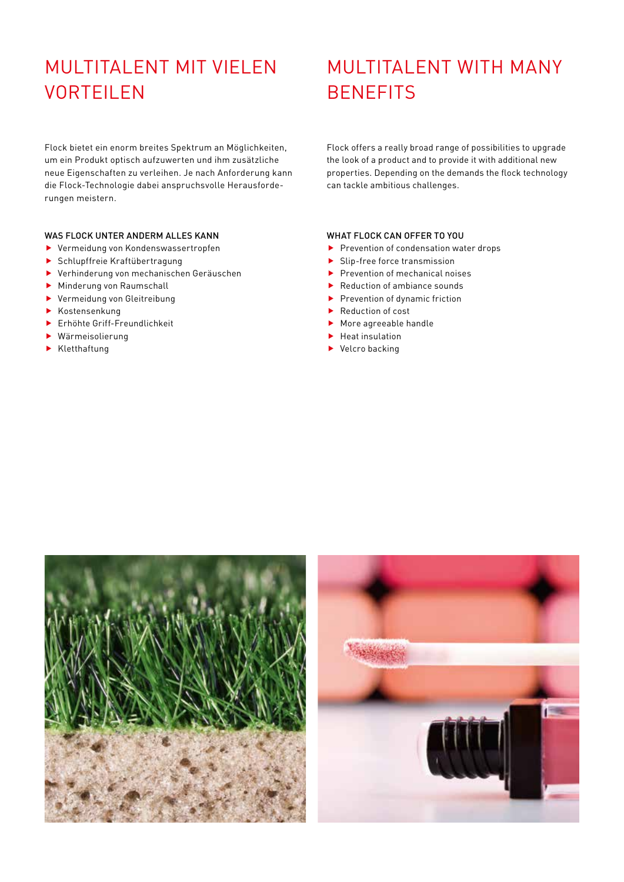# MULTITALENT MIT VIELEN VORTEILEN

Flock bietet ein enorm breites Spektrum an Möglichkeiten, um ein Produkt optisch aufzuwerten und ihm zusätzliche neue Eigenschaften zu verleihen. Je nach Anforderung kann die Flock-Technologie dabei anspruchsvolle Herausforderungen meistern.

### WAS FLOCK UNTER ANDERM ALLES KANN

- Vermeidung von Kondenswassertropfen
- Schlupffreie Kraftübertragung
- Verhinderung von mechanischen Geräuschen
- Minderung von Raumschall
- Vermeidung von Gleitreibung
- Kostensenkung
- Erhöhte Griff-Freundlichkeit
- Wärmeisolierung
- Kletthaftung

# MULTITALENT WITH MANY BENEFITS

Flock offers a really broad range of possibilities to upgrade the look of a product and to provide it with additional new properties. Depending on the demands the flock technology can tackle ambitious challenges.

### WHAT FLOCK CAN OFFER TO YOU

- Prevention of condensation water drops
- Slip-free force transmission
- Prevention of mechanical noises
- Reduction of ambiance sounds
- Prevention of dynamic friction
- Reduction of cost
- More agreeable handle
- Heat insulation
- Velcro backing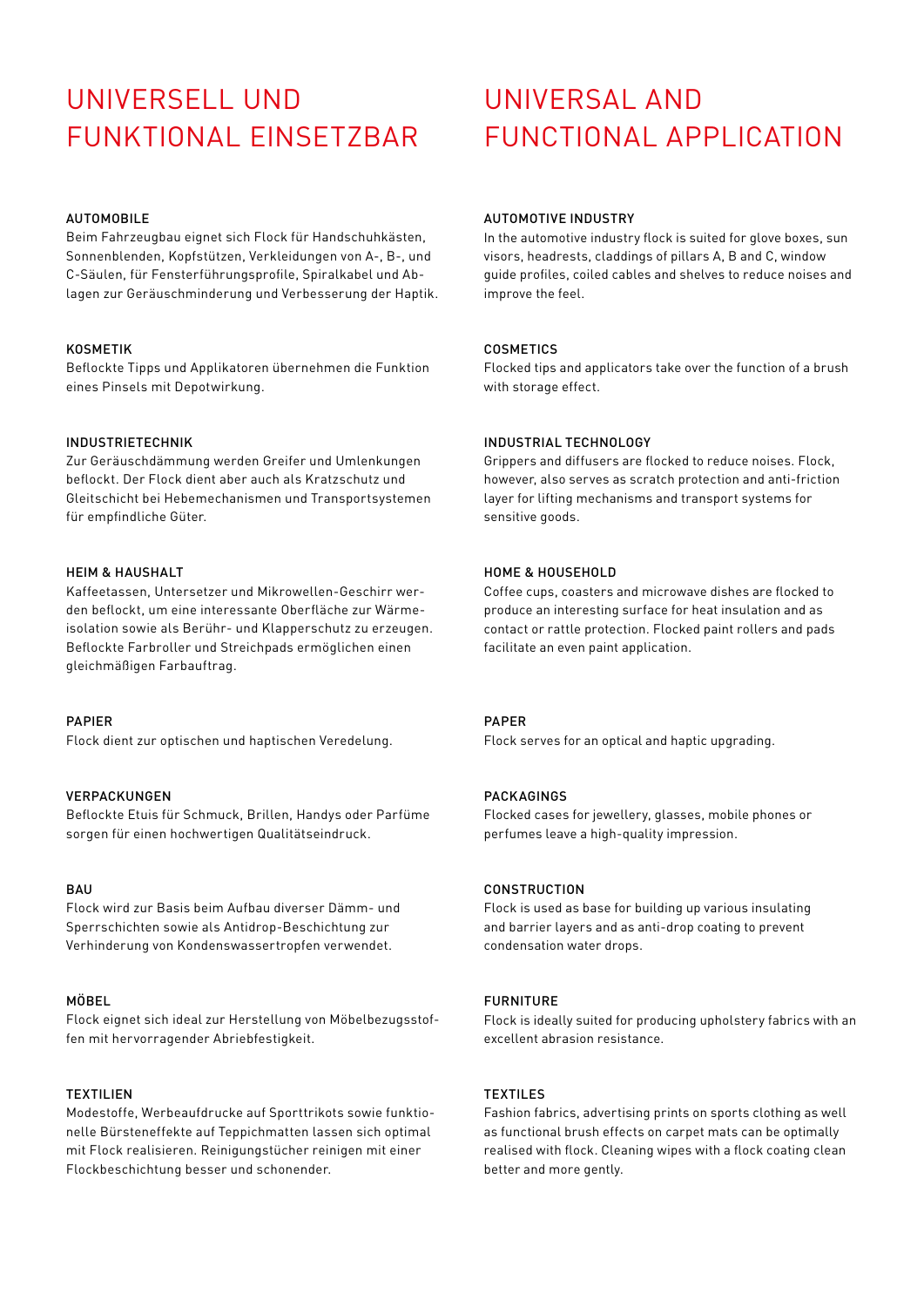# UNIVERSELL UND FUNKTIONAL EINSETZBAR

### AUTOMOBILE

Beim Fahrzeugbau eignet sich Flock für Handschuhkästen, Sonnenblenden, Kopfstützen, Verkleidungen von A-, B-, und C-Säulen, für Fensterführungsprofile, Spiralkabel und Ablagen zur Geräuschminderung und Verbesserung der Haptik.

### KOSMETIK

Beflockte Tipps und Applikatoren übernehmen die Funktion eines Pinsels mit Depotwirkung.

### INDUSTRIETECHNIK

Zur Geräuschdämmung werden Greifer und Umlenkungen beflockt. Der Flock dient aber auch als Kratzschutz und Gleitschicht bei Hebemechanismen und Transportsystemen für empfindliche Güter.

### HEIM & HAUSHALT

Kaffeetassen, Untersetzer und Mikrowellen-Geschirr werden beflockt, um eine interessante Oberfläche zur Wärmeisolation sowie als Berühr- und Klapperschutz zu erzeugen. Beflockte Farbroller und Streichpads ermöglichen einen gleichmäßigen Farbauftrag.

### PAPIER

Flock dient zur optischen und haptischen Veredelung.

### VERPACKUNGEN

Beflockte Etuis für Schmuck, Brillen, Handys oder Parfüme sorgen für einen hochwertigen Qualitätseindruck.

### BAU

Flock wird zur Basis beim Aufbau diverser Dämm- und Sperrschichten sowie als Antidrop-Beschichtung zur Verhinderung von Kondenswassertropfen verwendet.

### MÖBEL

Flock eignet sich ideal zur Herstellung von Möbelbezugsstoffen mit hervorragender Abriebfestigkeit.

### TEXTILIEN

Modestoffe, Werbeaufdrucke auf Sporttrikots sowie funktionelle Bürsteneffekte auf Teppichmatten lassen sich optimal mit Flock realisieren. Reinigungstücher reinigen mit einer Flockbeschichtung besser und schonender.

# UNIVERSAL AND FUNCTIONAL APPLICATION

### AUTOMOTIVE INDUSTRY

In the automotive industry flock is suited for glove boxes, sun visors, headrests, claddings of pillars A, B and C, window guide profiles, coiled cables and shelves to reduce noises and improve the feel.

### COSMETICS

Flocked tips and applicators take over the function of a brush with storage effect.

### INDUSTRIAL TECHNOLOGY

Grippers and diffusers are flocked to reduce noises. Flock, however, also serves as scratch protection and anti-friction layer for lifting mechanisms and transport systems for sensitive goods.

### HOME & HOUSEHOLD

Coffee cups, coasters and microwave dishes are flocked to produce an interesting surface for heat insulation and as contact or rattle protection. Flocked paint rollers and pads facilitate an even paint application.

### PAPER

Flock serves for an optical and haptic upgrading.

### PACKAGINGS

Flocked cases for jewellery, glasses, mobile phones or perfumes leave a high-quality impression.

### CONSTRUCTION

Flock is used as base for building up various insulating and barrier layers and as anti-drop coating to prevent condensation water drops.

### FURNITURE

Flock is ideally suited for producing upholstery fabrics with an excellent abrasion resistance.

### TEXTILES

Fashion fabrics, advertising prints on sports clothing as well as functional brush effects on carpet mats can be optimally realised with flock. Cleaning wipes with a flock coating clean better and more gently.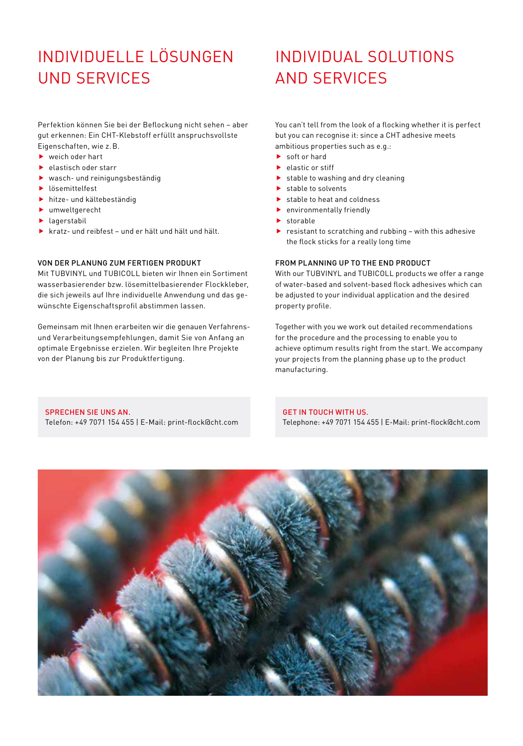# INDIVIDUELLE LÖSUNGEN UND SERVICES

Perfektion können Sie bei der Beflockung nicht sehen – aber gut erkennen: Ein CHT-Klebstoff erfüllt anspruchsvollste Eigenschaften, wie z. B.

- weich oder hart
- elastisch oder starr
- wasch- und reinigungsbeständig
- lösemittelfest
- hitze- und kältebeständig
- umweltgerecht
- lagerstabil
- kratz- und reibfest – und er hält und hält und hält.

### VON DER PLANUNG ZUM FERTIGEN PRODUKT

Mit TUBVINYL und TUBICOLL bieten wir Ihnen ein Sortiment wasserbasierender bzw. lösemittelbasierender Flockkleber, die sich jeweils auf Ihre individuelle Anwendung und das gewünschte Eigenschaftsprofil abstimmen lassen.

Gemeinsam mit Ihnen erarbeiten wir die genauen Verfahrens- und Verarbeitungsempfehlungen, damit Sie von Anfang an optimale Ergebnisse erzielen. Wir begleiten Ihre Projekte von der Planung bis zur Produktfertigung.

**SPRECHEN SIE UNS AN.**
Telefon: +49 7071 154 455 | E-Mail: print-flock@cht.com

# INDIVIDUAL SOLUTIONS AND SERVICES

You can't tell from the look of a flocking whether it is perfect but you can recognise it: since a CHT adhesive meets ambitious properties such as e.g.:

- soft or hard
- elastic or stiff
- stable to washing and dry cleaning
- stable to solvents
- stable to heat and coldness
- environmentally friendly
- storable
- resistant to scratching and rubbing – with this adhesive the flock sticks for a really long time

### FROM PLANNING UP TO THE END PRODUCT

With our TUBVINYL and TUBICOLL products we offer a range of water-based and solvent-based flock adhesives which can be adjusted to your individual application and the desired property profile.

Together with you we work out detailed recommendations for the procedure and the processing to enable you to achieve optimum results right from the start. We accompany your projects from the planning phase up to the product manufacturing.

**GET IN TOUCH WITH US.**
Telephone: +49 7071 154 455 | E-Mail: print-flock@cht.com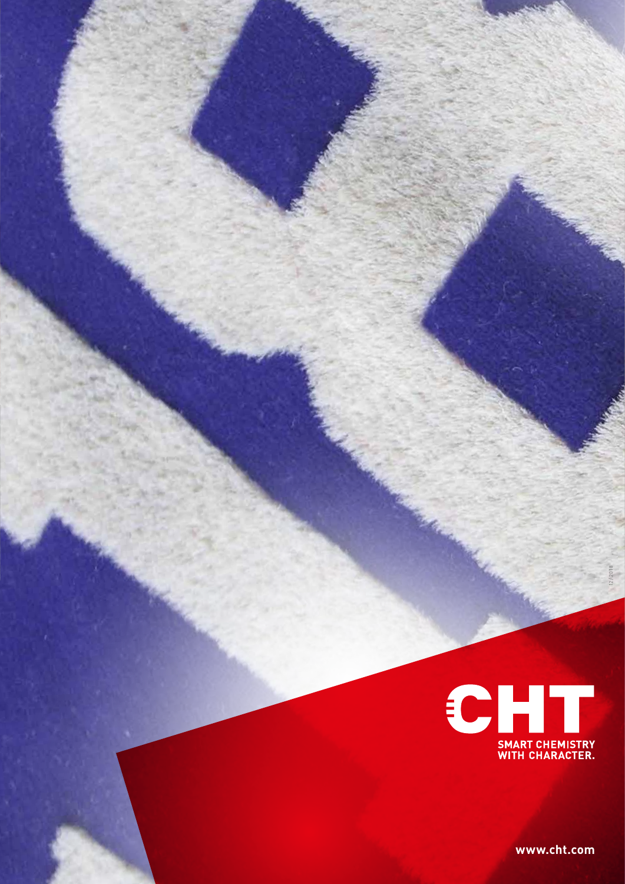CHT

SMART CHEMISTRY
WITH CHARACTER.

12/2018

www.cht.com